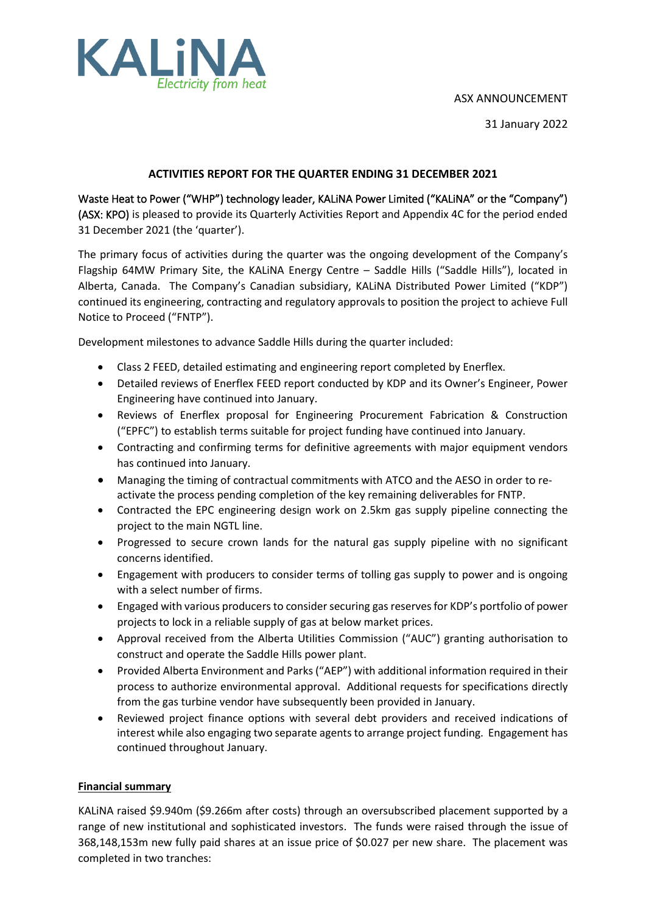KALiNA
*Electricity from heat*

ASX ANNOUNCEMENT

31 January 2022

**ACTIVITIES REPORT FOR THE QUARTER ENDING 31 DECEMBER 2021**

Waste Heat to Power ("WHP") technology leader, KALiNA Power Limited ("KALiNA" or the "Company") (ASX: KPO) is pleased to provide its Quarterly Activities Report and Appendix 4C for the period ended 31 December 2021 (the 'quarter').

The primary focus of activities during the quarter was the ongoing development of the Company's Flagship 64MW Primary Site, the KALiNA Energy Centre – Saddle Hills ("Saddle Hills"), located in Alberta, Canada. The Company's Canadian subsidiary, KALiNA Distributed Power Limited ("KDP") continued its engineering, contracting and regulatory approvals to position the project to achieve Full Notice to Proceed ("FNTP").

Development milestones to advance Saddle Hills during the quarter included:

- Class 2 FEED, detailed estimating and engineering report completed by Enerflex.
- Detailed reviews of Enerflex FEED report conducted by KDP and its Owner's Engineer, Power Engineering have continued into January.
- Reviews of Enerflex proposal for Engineering Procurement Fabrication & Construction ("EPFC") to establish terms suitable for project funding have continued into January.
- Contracting and confirming terms for definitive agreements with major equipment vendors has continued into January.
- Managing the timing of contractual commitments with ATCO and the AESO in order to re-activate the process pending completion of the key remaining deliverables for FNTP.
- Contracted the EPC engineering design work on 2.5km gas supply pipeline connecting the project to the main NGTL line.
- Progressed to secure crown lands for the natural gas supply pipeline with no significant concerns identified.
- Engagement with producers to consider terms of tolling gas supply to power and is ongoing with a select number of firms.
- Engaged with various producers to consider securing gas reserves for KDP's portfolio of power projects to lock in a reliable supply of gas at below market prices.
- Approval received from the Alberta Utilities Commission ("AUC") granting authorisation to construct and operate the Saddle Hills power plant.
- Provided Alberta Environment and Parks ("AEP") with additional information required in their process to authorize environmental approval. Additional requests for specifications directly from the gas turbine vendor have subsequently been provided in January.
- Reviewed project finance options with several debt providers and received indications of interest while also engaging two separate agents to arrange project funding. Engagement has continued throughout January.

**Financial summary**

KALiNA raised $9.940m ($9.266m after costs) through an oversubscribed placement supported by a range of new institutional and sophisticated investors. The funds were raised through the issue of 368,148,153m new fully paid shares at an issue price of $0.027 per new share. The placement was completed in two tranches: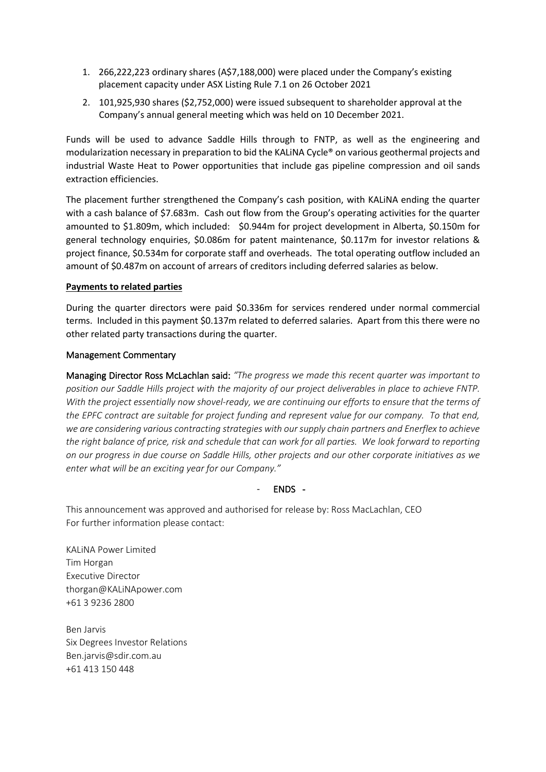1. 266,222,223 ordinary shares (A$7,188,000) were placed under the Company's existing placement capacity under ASX Listing Rule 7.1 on 26 October 2021
2. 101,925,930 shares ($2,752,000) were issued subsequent to shareholder approval at the Company's annual general meeting which was held on 10 December 2021.

Funds will be used to advance Saddle Hills through to FNTP, as well as the engineering and modularization necessary in preparation to bid the KALiNA Cycle® on various geothermal projects and industrial Waste Heat to Power opportunities that include gas pipeline compression and oil sands extraction efficiencies.

The placement further strengthened the Company's cash position, with KALiNA ending the quarter with a cash balance of $7.683m. Cash out flow from the Group's operating activities for the quarter amounted to $1.809m, which included: $0.944m for project development in Alberta, $0.150m for general technology enquiries, $0.086m for patent maintenance, $0.117m for investor relations & project finance, $0.534m for corporate staff and overheads. The total operating outflow included an amount of $0.487m on account of arrears of creditors including deferred salaries as below.

**Payments to related parties**

During the quarter directors were paid $0.336m for services rendered under normal commercial terms. Included in this payment $0.137m related to deferred salaries. Apart from this there were no other related party transactions during the quarter.

## Management Commentary

**Managing Director Ross McLachlan said:** *"The progress we made this recent quarter was important to position our Saddle Hills project with the majority of our project deliverables in place to achieve FNTP. With the project essentially now shovel-ready, we are continuing our efforts to ensure that the terms of the EPFC contract are suitable for project funding and represent value for our company. To that end, we are considering various contracting strategies with our supply chain partners and Enerflex to achieve the right balance of price, risk and schedule that can work for all parties. We look forward to reporting on our progress in due course on Saddle Hills, other projects and our other corporate initiatives as we enter what will be an exciting year for our Company."*

\- **ENDS** -

This announcement was approved and authorised for release by: Ross MacLachlan, CEO
For further information please contact:

KALiNA Power Limited
Tim Horgan
Executive Director
thorgan@KALiNApower.com
+61 3 9236 2800

Ben Jarvis
Six Degrees Investor Relations
Ben.jarvis@sdir.com.au
+61 413 150 448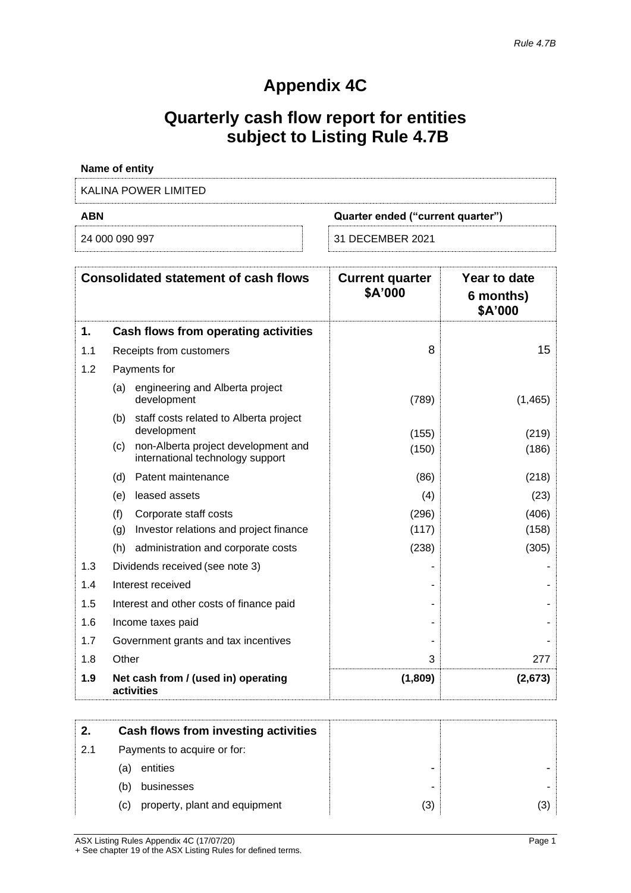*Rule 4.7B*

# Appendix 4C

## Quarterly cash flow report for entities subject to Listing Rule 4.7B

**Name of entity**

KALINA POWER LIMITED

| ABN | Quarter ended ("current quarter") |
|---|---|
| 24 000 090 997 | 31 DECEMBER 2021 |

| | Consolidated statement of cash flows | Current quarter $A'000 | Year to date 6 months) $A'000 |
|---|---|---|---|
| **1.** | **Cash flows from operating activities** | | |
| 1.1 | Receipts from customers | 8 | 15 |
| 1.2 | Payments for | | |
| | (a) engineering and Alberta project development | (789) | (1,465) |
| | (b) staff costs related to Alberta project development | (155) | (219) |
| | (c) non-Alberta project development and international technology support | (150) | (186) |
| | (d) Patent maintenance | (86) | (218) |
| | (e) leased assets | (4) | (23) |
| | (f) Corporate staff costs | (296) | (406) |
| | (g) Investor relations and project finance | (117) | (158) |
| | (h) administration and corporate costs | (238) | (305) |
| 1.3 | Dividends received (see note 3) | - | - |
| 1.4 | Interest received | - | - |
| 1.5 | Interest and other costs of finance paid | - | - |
| 1.6 | Income taxes paid | - | - |
| 1.7 | Government grants and tax incentives | - | - |
| 1.8 | Other | 3 | 277 |
| **1.9** | **Net cash from / (used in) operating activities** | **(1,809)** | **(2,673)** |

| | | | |
|---|---|---|---|
| **2.** | **Cash flows from investing activities** | | |
| 2.1 | Payments to acquire or for: | | |
| | (a) entities | - | - |
| | (b) businesses | - | - |
| | (c) property, plant and equipment | (3) | (3) |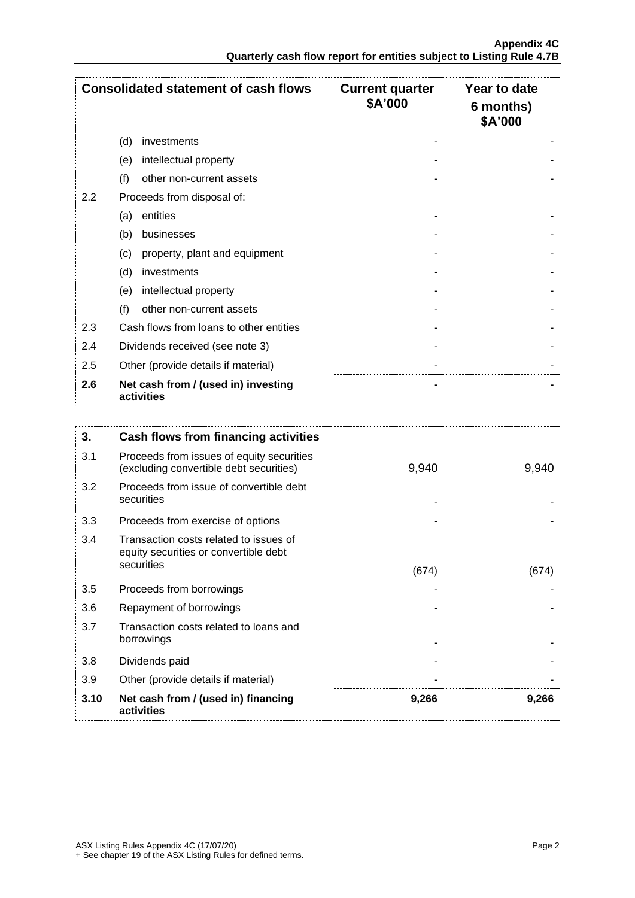| Consolidated statement of cash flows | | Current quarter $A'000 | Year to date 6 months) $A'000 |
|---|---|---|---|
| | (d) investments | - | - |
| | (e) intellectual property | - | - |
| | (f) other non-current assets | - | - |
| 2.2 | Proceeds from disposal of: | | |
| | (a) entities | - | - |
| | (b) businesses | - | - |
| | (c) property, plant and equipment | - | - |
| | (d) investments | - | - |
| | (e) intellectual property | - | - |
| | (f) other non-current assets | - | - |
| 2.3 | Cash flows from loans to other entities | - | - |
| 2.4 | Dividends received (see note 3) | - | - |
| 2.5 | Other (provide details if material) | - | - |
| **2.6** | **Net cash from / (used in) investing activities** | **-** | **-** |

| 3. | Cash flows from financing activities | | |
|---|---|---|---|
| 3.1 | Proceeds from issues of equity securities (excluding convertible debt securities) | 9,940 | 9,940 |
| 3.2 | Proceeds from issue of convertible debt securities | - | - |
| 3.3 | Proceeds from exercise of options | - | - |
| 3.4 | Transaction costs related to issues of equity securities or convertible debt securities | (674) | (674) |
| 3.5 | Proceeds from borrowings | - | - |
| 3.6 | Repayment of borrowings | - | - |
| 3.7 | Transaction costs related to loans and borrowings | - | - |
| 3.8 | Dividends paid | - | - |
| 3.9 | Other (provide details if material) | - | - |
| **3.10** | **Net cash from / (used in) financing activities** | **9,266** | **9,266** |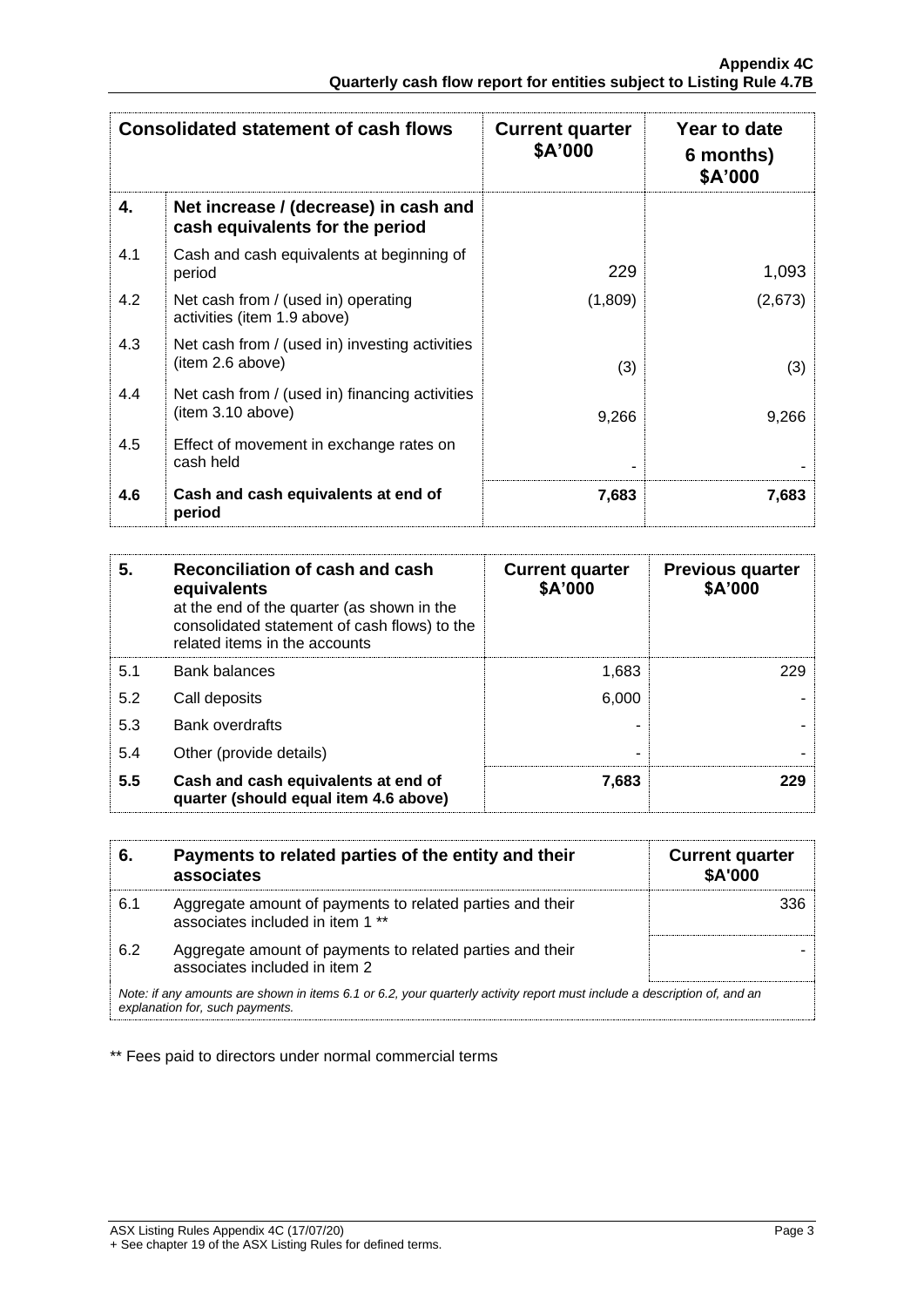| | Consolidated statement of cash flows | Current quarter $A'000 | Year to date (6 months) $A'000 |
|---|---|---|---|
| **4.** | **Net increase / (decrease) in cash and cash equivalents for the period** | | |
| 4.1 | Cash and cash equivalents at beginning of period | 229 | 1,093 |
| 4.2 | Net cash from / (used in) operating activities (item 1.9 above) | (1,809) | (2,673) |
| 4.3 | Net cash from / (used in) investing activities (item 2.6 above) | (3) | (3) |
| 4.4 | Net cash from / (used in) financing activities (item 3.10 above) | 9,266 | 9,266 |
| 4.5 | Effect of movement in exchange rates on cash held | - | - |
| **4.6** | **Cash and cash equivalents at end of period** | **7,683** | **7,683** |

| **5.** | **Reconciliation of cash and cash equivalents** at the end of the quarter (as shown in the consolidated statement of cash flows) to the related items in the accounts | **Current quarter $A'000** | **Previous quarter $A'000** |
|---|---|---|---|
| 5.1 | Bank balances | 1,683 | 229 |
| 5.2 | Call deposits | 6,000 | - |
| 5.3 | Bank overdrafts | - | - |
| 5.4 | Other (provide details) | - | - |
| **5.5** | **Cash and cash equivalents at end of quarter (should equal item 4.6 above)** | **7,683** | **229** |

| **6.** | **Payments to related parties of the entity and their associates** | **Current quarter $A'000** |
|---|---|---|
| 6.1 | Aggregate amount of payments to related parties and their associates included in item 1 ** | 336 |
| 6.2 | Aggregate amount of payments to related parties and their associates included in item 2 | - |

*Note: if any amounts are shown in items 6.1 or 6.2, your quarterly activity report must include a description of, and an explanation for, such payments.*

** Fees paid to directors under normal commercial terms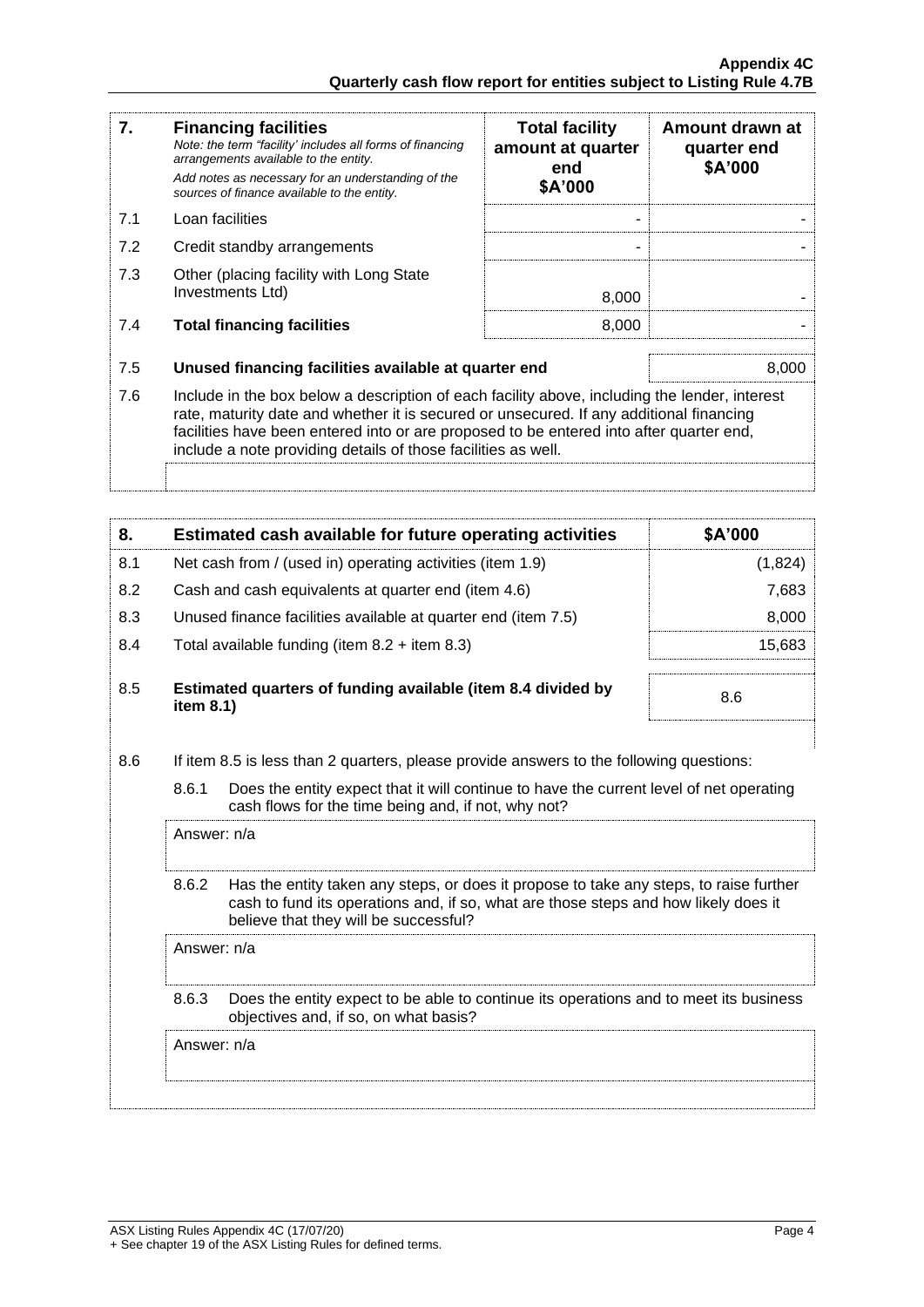| 7. | **Financing facilities** *Note: the term "facility' includes all forms of financing arrangements available to the entity.* *Add notes as necessary for an understanding of the sources of finance available to the entity.* | **Total facility amount at quarter end $A'000** | **Amount drawn at quarter end $A'000** |
|---|---|---|---|
| 7.1 | Loan facilities | - | - |
| 7.2 | Credit standby arrangements | - | - |
| 7.3 | Other (placing facility with Long State Investments Ltd) | 8,000 | - |
| 7.4 | **Total financing facilities** | 8,000 | - |

| | | |
|---|---|---|
| 7.5 | **Unused financing facilities available at quarter end** | 8,000 |
| 7.6 | Include in the box below a description of each facility above, including the lender, interest rate, maturity date and whether it is secured or unsecured. If any additional financing facilities have been entered into or are proposed to be entered into after quarter end, include a note providing details of those facilities as well. | |

| 8. | **Estimated cash available for future operating activities** | **$A'000** |
|---|---|---|
| 8.1 | Net cash from / (used in) operating activities (item 1.9) | (1,824) |
| 8.2 | Cash and cash equivalents at quarter end (item 4.6) | 7,683 |
| 8.3 | Unused finance facilities available at quarter end (item 7.5) | 8,000 |
| 8.4 | Total available funding (item 8.2 + item 8.3) | 15,683 |
| 8.5 | **Estimated quarters of funding available (item 8.4 divided by item 8.1)** | 8.6 |

8.6 If item 8.5 is less than 2 quarters, please provide answers to the following questions:

8.6.1 Does the entity expect that it will continue to have the current level of net operating cash flows for the time being and, if not, why not?

Answer: n/a

8.6.2 Has the entity taken any steps, or does it propose to take any steps, to raise further cash to fund its operations and, if so, what are those steps and how likely does it believe that they will be successful?

Answer: n/a

8.6.3 Does the entity expect to be able to continue its operations and to meet its business objectives and, if so, on what basis?

Answer: n/a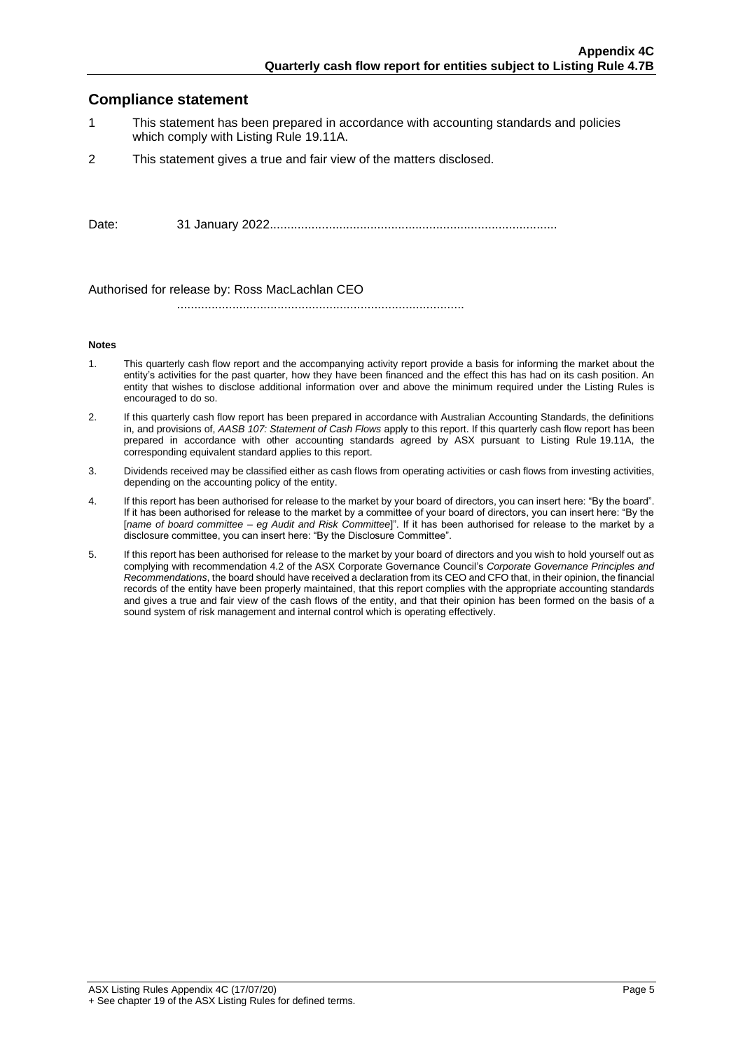## Compliance statement

1 This statement has been prepared in accordance with accounting standards and policies which comply with Listing Rule 19.11A.

2 This statement gives a true and fair view of the matters disclosed.

Date: 31 January 2022..................................................................................

Authorised for release by: Ross MacLachlan CEO

..................................................................................

**Notes**

1. This quarterly cash flow report and the accompanying activity report provide a basis for informing the market about the entity's activities for the past quarter, how they have been financed and the effect this has had on its cash position. An entity that wishes to disclose additional information over and above the minimum required under the Listing Rules is encouraged to do so.

2. If this quarterly cash flow report has been prepared in accordance with Australian Accounting Standards, the definitions in, and provisions of, *AASB 107: Statement of Cash Flows* apply to this report. If this quarterly cash flow report has been prepared in accordance with other accounting standards agreed by ASX pursuant to Listing Rule 19.11A, the corresponding equivalent standard applies to this report.

3. Dividends received may be classified either as cash flows from operating activities or cash flows from investing activities, depending on the accounting policy of the entity.

4. If this report has been authorised for release to the market by your board of directors, you can insert here: "By the board". If it has been authorised for release to the market by a committee of your board of directors, you can insert here: "By the [*name of board committee – eg Audit and Risk Committee*]". If it has been authorised for release to the market by a disclosure committee, you can insert here: "By the Disclosure Committee".

5. If this report has been authorised for release to the market by your board of directors and you wish to hold yourself out as complying with recommendation 4.2 of the ASX Corporate Governance Council's *Corporate Governance Principles and Recommendations*, the board should have received a declaration from its CEO and CFO that, in their opinion, the financial records of the entity have been properly maintained, that this report complies with the appropriate accounting standards and gives a true and fair view of the cash flows of the entity, and that their opinion has been formed on the basis of a sound system of risk management and internal control which is operating effectively.